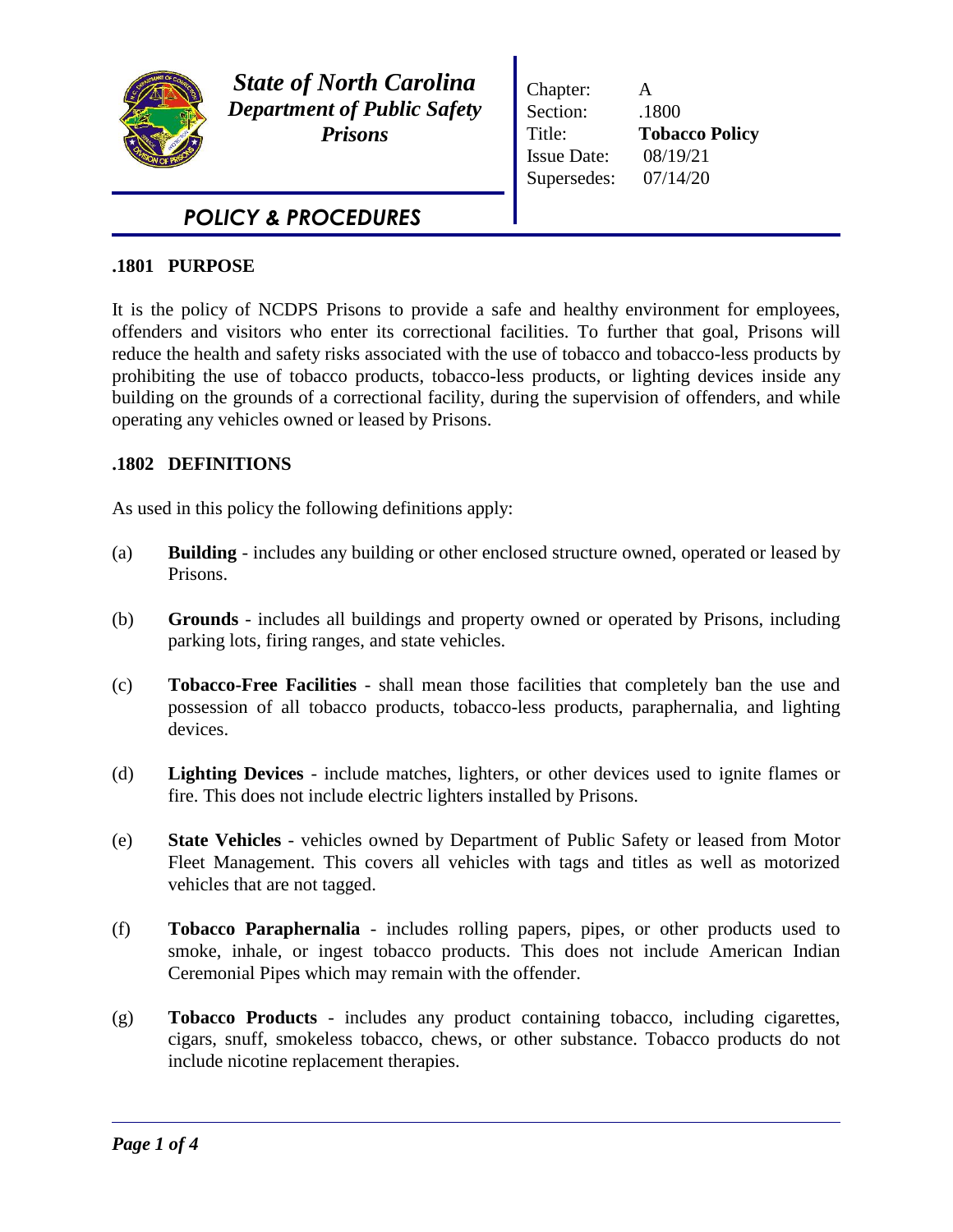***State of North Carolina***
***Department of Public Safety***
***Prisons***

| | |
|---|---|
| Chapter: | A |
| Section: | .1800 |
| Title: | **Tobacco Policy** |
| Issue Date: | 08/19/21 |
| Supersedes: | 07/14/20 |

***POLICY & PROCEDURES***

## .1801 PURPOSE

It is the policy of NCDPS Prisons to provide a safe and healthy environment for employees, offenders and visitors who enter its correctional facilities. To further that goal, Prisons will reduce the health and safety risks associated with the use of tobacco and tobacco-less products by prohibiting the use of tobacco products, tobacco-less products, or lighting devices inside any building on the grounds of a correctional facility, during the supervision of offenders, and while operating any vehicles owned or leased by Prisons.

## .1802 DEFINITIONS

As used in this policy the following definitions apply:

(a) **Building** - includes any building or other enclosed structure owned, operated or leased by Prisons.

(b) **Grounds** - includes all buildings and property owned or operated by Prisons, including parking lots, firing ranges, and state vehicles.

(c) **Tobacco-Free Facilities** - shall mean those facilities that completely ban the use and possession of all tobacco products, tobacco-less products, paraphernalia, and lighting devices.

(d) **Lighting Devices** - include matches, lighters, or other devices used to ignite flames or fire. This does not include electric lighters installed by Prisons.

(e) **State Vehicles** - vehicles owned by Department of Public Safety or leased from Motor Fleet Management. This covers all vehicles with tags and titles as well as motorized vehicles that are not tagged.

(f) **Tobacco Paraphernalia** - includes rolling papers, pipes, or other products used to smoke, inhale, or ingest tobacco products. This does not include American Indian Ceremonial Pipes which may remain with the offender.

(g) **Tobacco Products** - includes any product containing tobacco, including cigarettes, cigars, snuff, smokeless tobacco, chews, or other substance. Tobacco products do not include nicotine replacement therapies.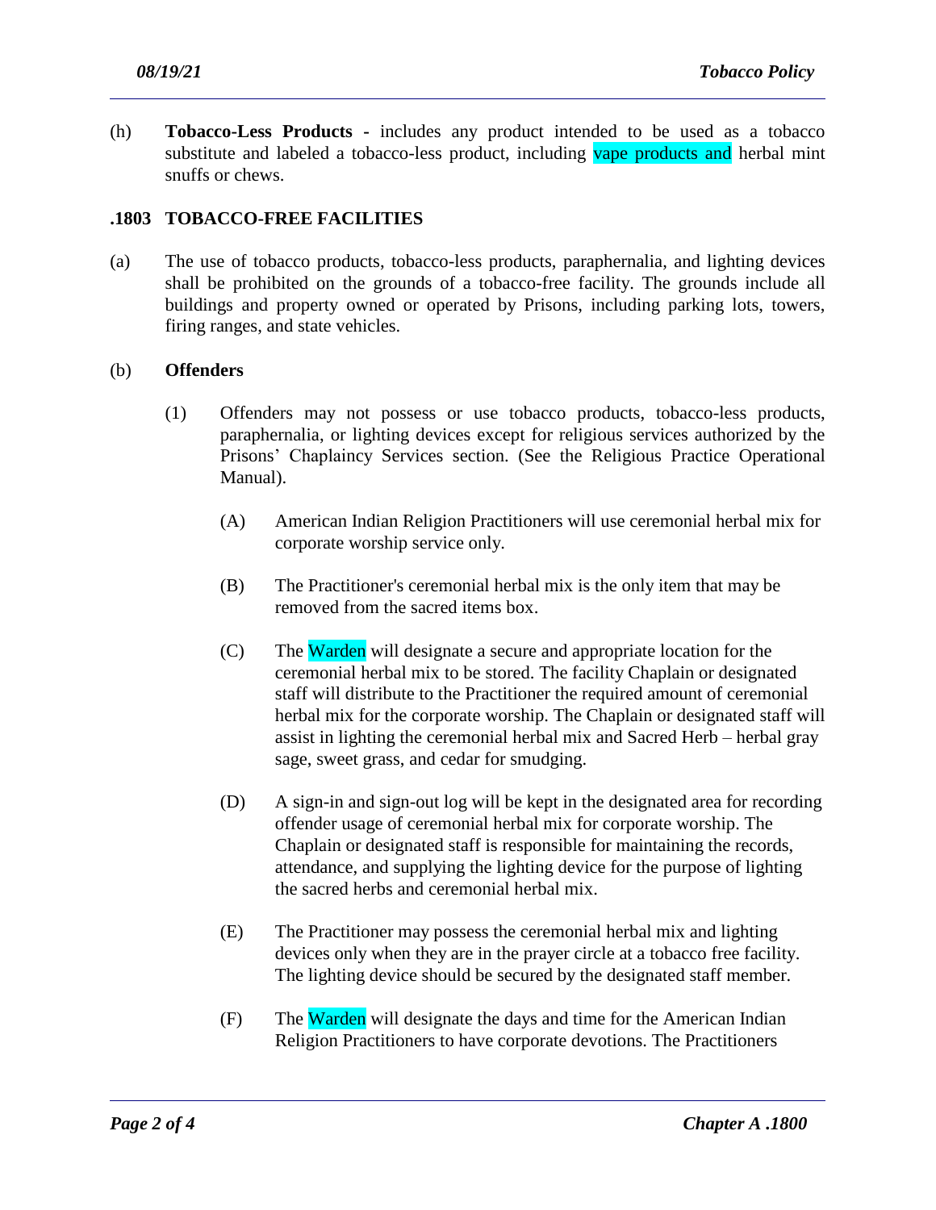(h) **Tobacco-Less Products** - includes any product intended to be used as a tobacco substitute and labeled a tobacco-less product, including vape products and herbal mint snuffs or chews.

## .1803 TOBACCO-FREE FACILITIES

(a) The use of tobacco products, tobacco-less products, paraphernalia, and lighting devices shall be prohibited on the grounds of a tobacco-free facility. The grounds include all buildings and property owned or operated by Prisons, including parking lots, towers, firing ranges, and state vehicles.

(b) **Offenders**

(1) Offenders may not possess or use tobacco products, tobacco-less products, paraphernalia, or lighting devices except for religious services authorized by the Prisons' Chaplaincy Services section. (See the Religious Practice Operational Manual).

(A) American Indian Religion Practitioners will use ceremonial herbal mix for corporate worship service only.

(B) The Practitioner's ceremonial herbal mix is the only item that may be removed from the sacred items box.

(C) The Warden will designate a secure and appropriate location for the ceremonial herbal mix to be stored. The facility Chaplain or designated staff will distribute to the Practitioner the required amount of ceremonial herbal mix for the corporate worship. The Chaplain or designated staff will assist in lighting the ceremonial herbal mix and Sacred Herb – herbal gray sage, sweet grass, and cedar for smudging.

(D) A sign-in and sign-out log will be kept in the designated area for recording offender usage of ceremonial herbal mix for corporate worship. The Chaplain or designated staff is responsible for maintaining the records, attendance, and supplying the lighting device for the purpose of lighting the sacred herbs and ceremonial herbal mix.

(E) The Practitioner may possess the ceremonial herbal mix and lighting devices only when they are in the prayer circle at a tobacco free facility. The lighting device should be secured by the designated staff member.

(F) The Warden will designate the days and time for the American Indian Religion Practitioners to have corporate devotions. The Practitioners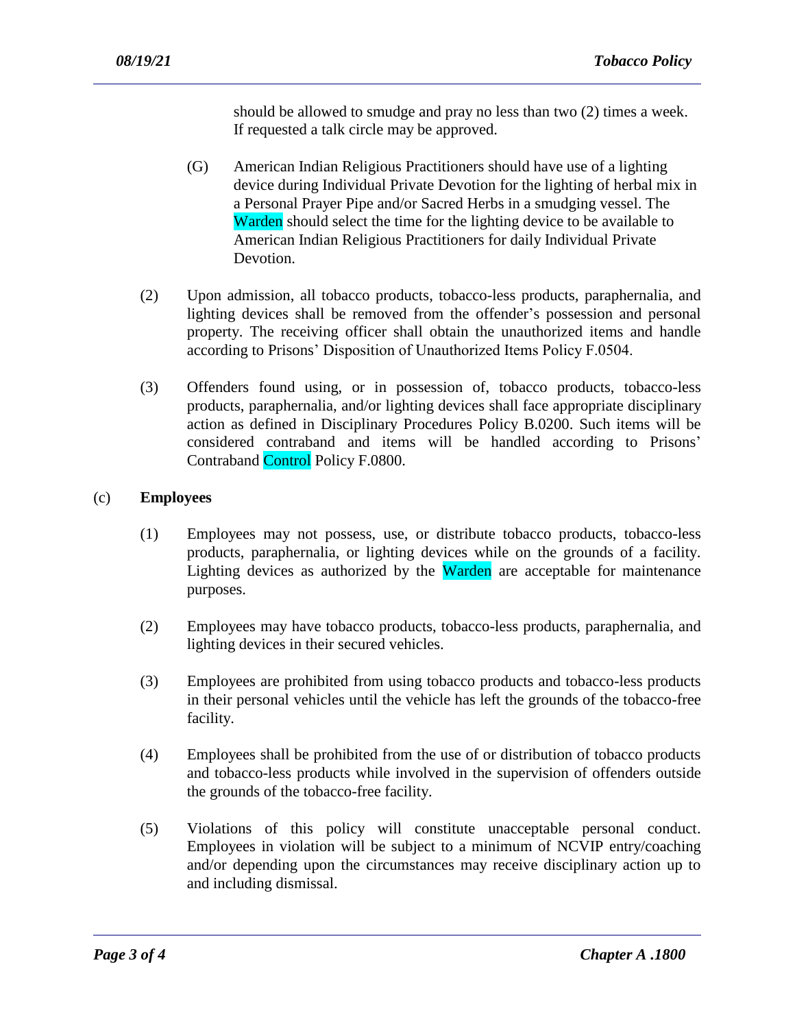should be allowed to smudge and pray no less than two (2) times a week. If requested a talk circle may be approved.

(G) American Indian Religious Practitioners should have use of a lighting device during Individual Private Devotion for the lighting of herbal mix in a Personal Prayer Pipe and/or Sacred Herbs in a smudging vessel. The Warden should select the time for the lighting device to be available to American Indian Religious Practitioners for daily Individual Private Devotion.

(2) Upon admission, all tobacco products, tobacco-less products, paraphernalia, and lighting devices shall be removed from the offender's possession and personal property. The receiving officer shall obtain the unauthorized items and handle according to Prisons' Disposition of Unauthorized Items Policy F.0504.

(3) Offenders found using, or in possession of, tobacco products, tobacco-less products, paraphernalia, and/or lighting devices shall face appropriate disciplinary action as defined in Disciplinary Procedures Policy B.0200. Such items will be considered contraband and items will be handled according to Prisons' Contraband Control Policy F.0800.

(c) **Employees**

(1) Employees may not possess, use, or distribute tobacco products, tobacco-less products, paraphernalia, or lighting devices while on the grounds of a facility. Lighting devices as authorized by the Warden are acceptable for maintenance purposes.

(2) Employees may have tobacco products, tobacco-less products, paraphernalia, and lighting devices in their secured vehicles.

(3) Employees are prohibited from using tobacco products and tobacco-less products in their personal vehicles until the vehicle has left the grounds of the tobacco-free facility.

(4) Employees shall be prohibited from the use of or distribution of tobacco products and tobacco-less products while involved in the supervision of offenders outside the grounds of the tobacco-free facility.

(5) Violations of this policy will constitute unacceptable personal conduct. Employees in violation will be subject to a minimum of NCVIP entry/coaching and/or depending upon the circumstances may receive disciplinary action up to and including dismissal.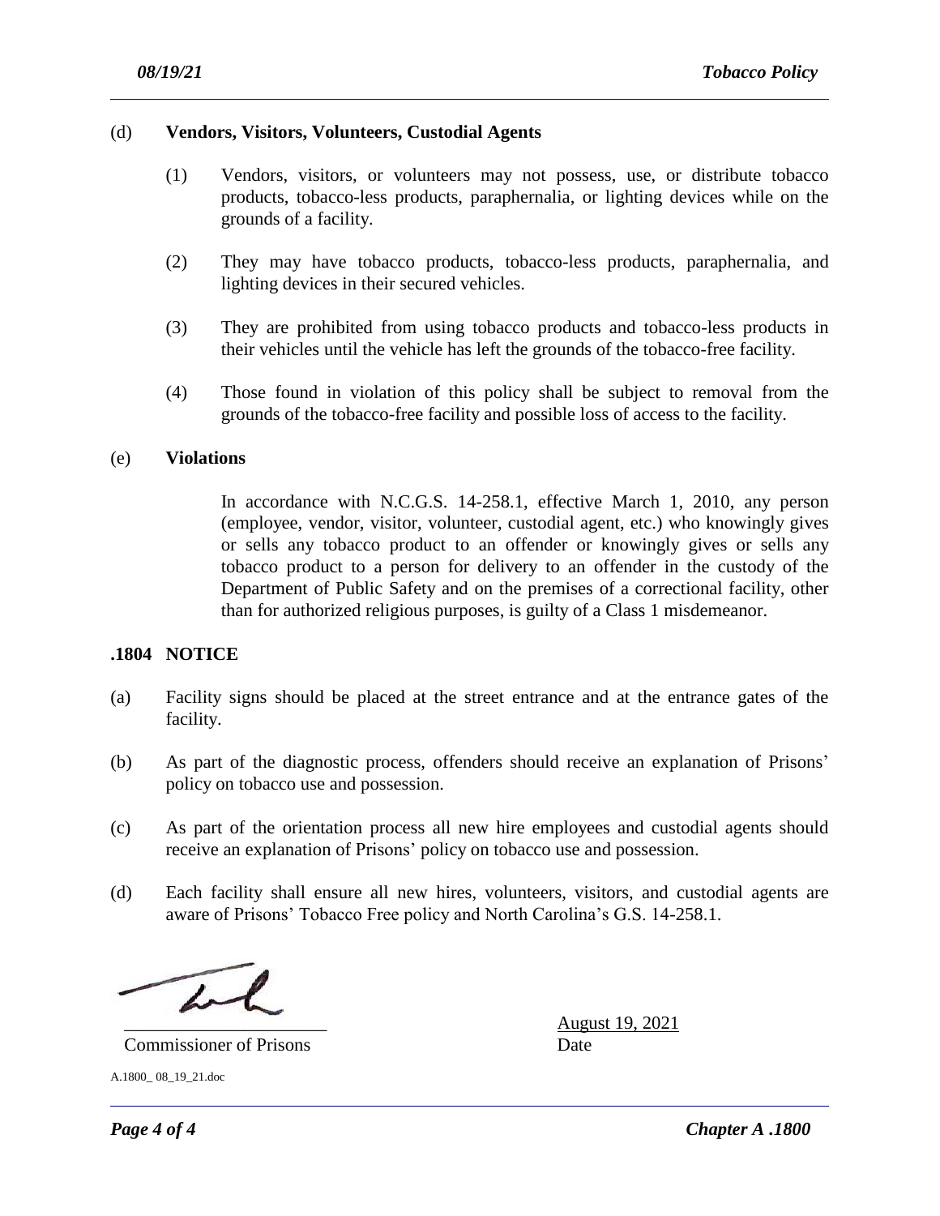(d) **Vendors, Visitors, Volunteers, Custodial Agents**

(1) Vendors, visitors, or volunteers may not possess, use, or distribute tobacco products, tobacco-less products, paraphernalia, or lighting devices while on the grounds of a facility.

(2) They may have tobacco products, tobacco-less products, paraphernalia, and lighting devices in their secured vehicles.

(3) They are prohibited from using tobacco products and tobacco-less products in their vehicles until the vehicle has left the grounds of the tobacco-free facility.

(4) Those found in violation of this policy shall be subject to removal from the grounds of the tobacco-free facility and possible loss of access to the facility.

(e) **Violations**

In accordance with N.C.G.S. 14-258.1, effective March 1, 2010, any person (employee, vendor, visitor, volunteer, custodial agent, etc.) who knowingly gives or sells any tobacco product to an offender or knowingly gives or sells any tobacco product to a person for delivery to an offender in the custody of the Department of Public Safety and on the premises of a correctional facility, other than for authorized religious purposes, is guilty of a Class 1 misdemeanor.

## .1804 NOTICE

(a) Facility signs should be placed at the street entrance and at the entrance gates of the facility.

(b) As part of the diagnostic process, offenders should receive an explanation of Prisons' policy on tobacco use and possession.

(c) As part of the orientation process all new hire employees and custodial agents should receive an explanation of Prisons' policy on tobacco use and possession.

(d) Each facility shall ensure all new hires, volunteers, visitors, and custodial agents are aware of Prisons' Tobacco Free policy and North Carolina's G.S. 14-258.1.

Commissioner of Prisons

August 19, 2021
Date

A.1800_ 08_19_21.doc